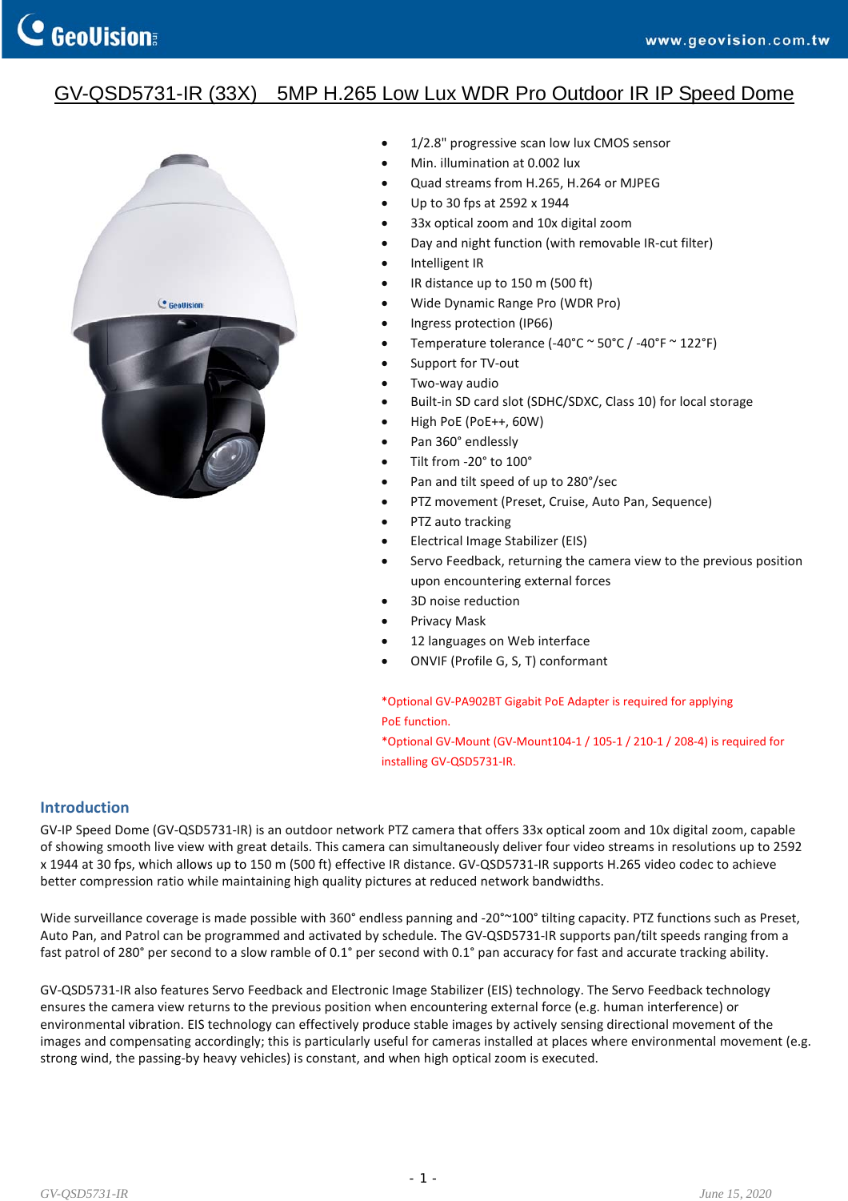# GV-QSD5731-IR (33X) 5MP H.265 Low Lux WDR Pro Outdoor IR IP Speed Dome

- 1/2.8" progressive scan low lux CMOS sensor
- Min. illumination at 0.002 lux
- Quad streams from H.265, H.264 or MJPEG
- Up to 30 fps at 2592 x 1944
- 33x optical zoom and 10x digital zoom
- Day and night function (with removable IR-cut filter)
- Intelligent IR
- IR distance up to 150 m (500 ft)
- Wide Dynamic Range Pro (WDR Pro)
- Ingress protection (IP66)
- Temperature tolerance (-40°C ~ 50°C / -40°F ~ 122°F)
- Support for TV-out
- Two-way audio
- Built-in SD card slot (SDHC/SDXC, Class 10) for local storage
- High PoE (PoE++, 60W)
- Pan 360° endlessly
- Tilt from -20° to 100°
- Pan and tilt speed of up to 280°/sec
- PTZ movement (Preset, Cruise, Auto Pan, Sequence)
- PTZ auto tracking
- Electrical Image Stabilizer (EIS)
- Servo Feedback, returning the camera view to the previous position upon encountering external forces
- 3D noise reduction
- Privacy Mask
- 12 languages on Web interface
- ONVIF (Profile G, S, T) conformant

*Optional GV-PA902BT Gigabit PoE Adapter is required for applying PoE function.
*Optional GV-Mount (GV-Mount104-1 / 105-1 / 210-1 / 208-4) is required for installing GV-QSD5731-IR.

## Introduction

GV-IP Speed Dome (GV-QSD5731-IR) is an outdoor network PTZ camera that offers 33x optical zoom and 10x digital zoom, capable of showing smooth live view with great details. This camera can simultaneously deliver four video streams in resolutions up to 2592 x 1944 at 30 fps, which allows up to 150 m (500 ft) effective IR distance. GV-QSD5731-IR supports H.265 video codec to achieve better compression ratio while maintaining high quality pictures at reduced network bandwidths.

Wide surveillance coverage is made possible with 360° endless panning and -20°~100° tilting capacity. PTZ functions such as Preset, Auto Pan, and Patrol can be programmed and activated by schedule. The GV-QSD5731-IR supports pan/tilt speeds ranging from a fast patrol of 280° per second to a slow ramble of 0.1° per second with 0.1° pan accuracy for fast and accurate tracking ability.

GV-QSD5731-IR also features Servo Feedback and Electronic Image Stabilizer (EIS) technology. The Servo Feedback technology ensures the camera view returns to the previous position when encountering external force (e.g. human interference) or environmental vibration. EIS technology can effectively produce stable images by actively sensing directional movement of the images and compensating accordingly; this is particularly useful for cameras installed at places where environmental movement (e.g. strong wind, the passing-by heavy vehicles) is constant, and when high optical zoom is executed.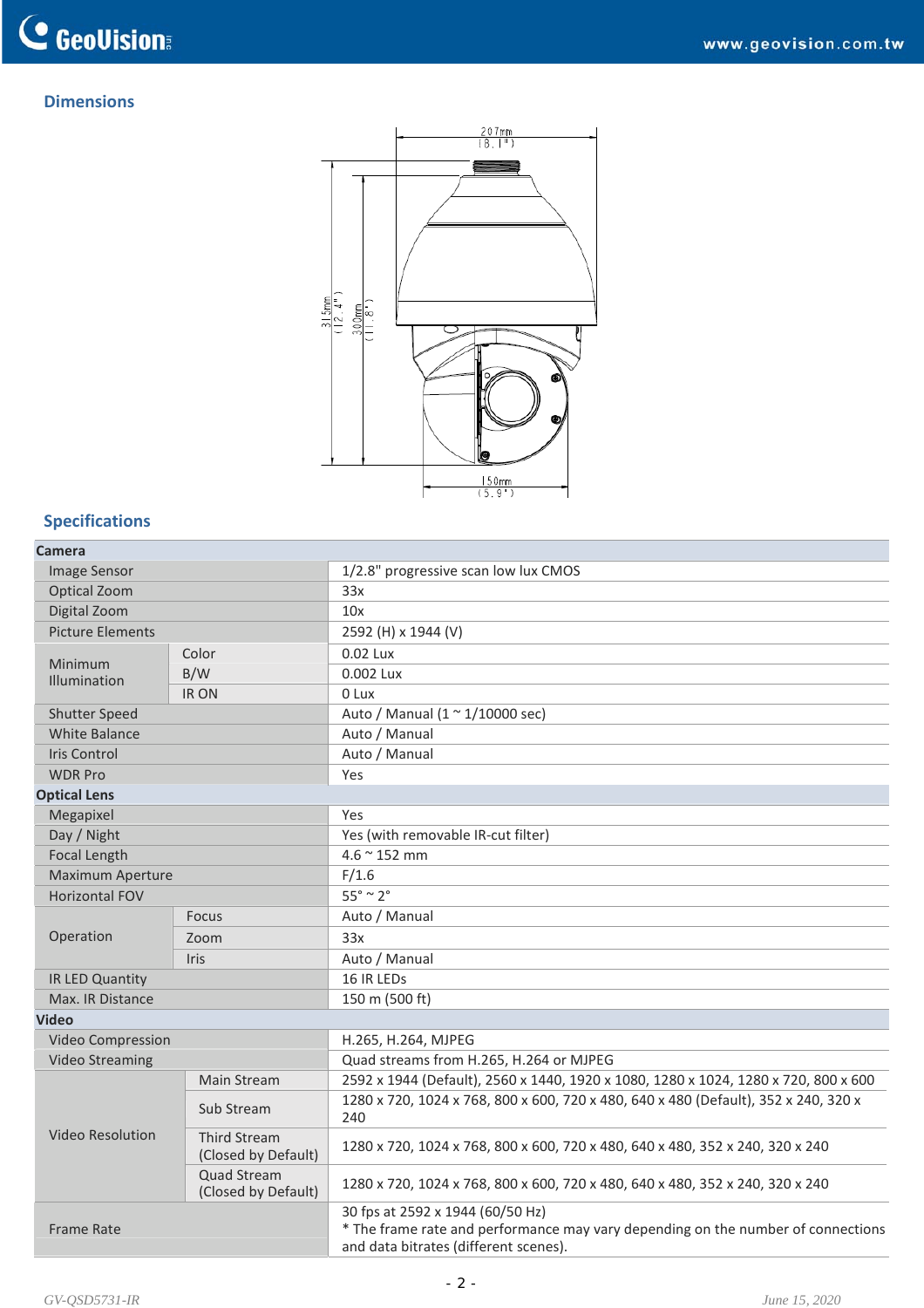## Dimensions

207mm (8.1")

315mm (12.4")

300mm (11.8")

150mm (5.9")

## Specifications

| | | |
|---|---|---|
| **Camera** | | |
| Image Sensor | | 1/2.8" progressive scan low lux CMOS |
| Optical Zoom | | 33x |
| Digital Zoom | | 10x |
| Picture Elements | | 2592 (H) x 1944 (V) |
| Minimum Illumination | Color | 0.02 Lux |
| | B/W | 0.002 Lux |
| | IR ON | 0 Lux |
| Shutter Speed | | Auto / Manual (1 ~ 1/10000 sec) |
| White Balance | | Auto / Manual |
| Iris Control | | Auto / Manual |
| WDR Pro | | Yes |
| **Optical Lens** | | |
| Megapixel | | Yes |
| Day / Night | | Yes (with removable IR-cut filter) |
| Focal Length | | 4.6 ~ 152 mm |
| Maximum Aperture | | F/1.6 |
| Horizontal FOV | | 55° ~ 2° |
| Operation | Focus | Auto / Manual |
| | Zoom | 33x |
| | Iris | Auto / Manual |
| IR LED Quantity | | 16 IR LEDs |
| Max. IR Distance | | 150 m (500 ft) |
| **Video** | | |
| Video Compression | | H.265, H.264, MJPEG |
| Video Streaming | | Quad streams from H.265, H.264 or MJPEG |
| Video Resolution | Main Stream | 2592 x 1944 (Default), 2560 x 1440, 1920 x 1080, 1280 x 1024, 1280 x 720, 800 x 600 |
| | Sub Stream | 1280 x 720, 1024 x 768, 800 x 600, 720 x 480, 640 x 480 (Default), 352 x 240, 320 x 240 |
| | Third Stream (Closed by Default) | 1280 x 720, 1024 x 768, 800 x 600, 720 x 480, 640 x 480, 352 x 240, 320 x 240 |
| | Quad Stream (Closed by Default) | 1280 x 720, 1024 x 768, 800 x 600, 720 x 480, 640 x 480, 352 x 240, 320 x 240 |
| Frame Rate | | 30 fps at 2592 x 1944 (60/50 Hz)<br>* The frame rate and performance may vary depending on the number of connections and data bitrates (different scenes). |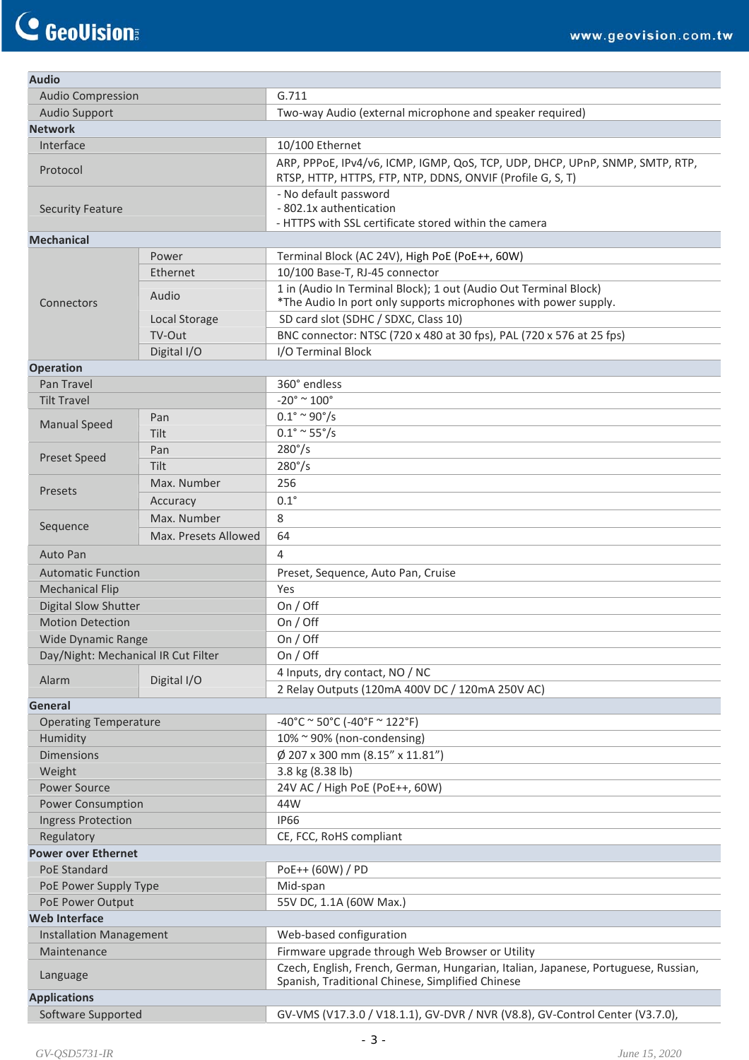| | | |
|---|---|---|
| **Audio** | | |
| Audio Compression | | G.711 |
| Audio Support | | Two-way Audio (external microphone and speaker required) |
| **Network** | | |
| Interface | | 10/100 Ethernet |
| Protocol | | ARP, PPPoE, IPv4/v6, ICMP, IGMP, QoS, TCP, UDP, DHCP, UPnP, SNMP, SMTP, RTP, RTSP, HTTP, HTTPS, FTP, NTP, DDNS, ONVIF (Profile G, S, T) |
| Security Feature | | - No default password<br>- 802.1x authentication<br>- HTTPS with SSL certificate stored within the camera |
| **Mechanical** | | |
| Connectors | Power | Terminal Block (AC 24V), High PoE (PoE++, 60W) |
| | Ethernet | 10/100 Base-T, RJ-45 connector |
| | Audio | 1 in (Audio In Terminal Block); 1 out (Audio Out Terminal Block)<br>*The Audio In port only supports microphones with power supply. |
| | Local Storage | SD card slot (SDHC / SDXC, Class 10) |
| | TV-Out | BNC connector: NTSC (720 x 480 at 30 fps), PAL (720 x 576 at 25 fps) |
| | Digital I/O | I/O Terminal Block |
| **Operation** | | |
| Pan Travel | | 360° endless |
| Tilt Travel | | -20° ~ 100° |
| Manual Speed | Pan | 0.1° ~ 90°/s |
| | Tilt | 0.1° ~ 55°/s |
| Preset Speed | Pan | 280°/s |
| | Tilt | 280°/s |
| Presets | Max. Number | 256 |
| | Accuracy | 0.1° |
| Sequence | Max. Number | 8 |
| | Max. Presets Allowed | 64 |
| Auto Pan | | 4 |
| Automatic Function | | Preset, Sequence, Auto Pan, Cruise |
| Mechanical Flip | | Yes |
| Digital Slow Shutter | | On / Off |
| Motion Detection | | On / Off |
| Wide Dynamic Range | | On / Off |
| Day/Night: Mechanical IR Cut Filter | | On / Off |
| Alarm | Digital I/O | 4 Inputs, dry contact, NO / NC |
| | | 2 Relay Outputs (120mA 400V DC / 120mA 250V AC) |
| **General** | | |
| Operating Temperature | | -40°C ~ 50°C (-40°F ~ 122°F) |
| Humidity | | 10% ~ 90% (non-condensing) |
| Dimensions | | Ø 207 x 300 mm (8.15" x 11.81") |
| Weight | | 3.8 kg (8.38 lb) |
| Power Source | | 24V AC / High PoE (PoE++, 60W) |
| Power Consumption | | 44W |
| Ingress Protection | | IP66 |
| Regulatory | | CE, FCC, RoHS compliant |
| **Power over Ethernet** | | |
| PoE Standard | | PoE++ (60W) / PD |
| PoE Power Supply Type | | Mid-span |
| PoE Power Output | | 55V DC, 1.1A (60W Max.) |
| **Web Interface** | | |
| Installation Management | | Web-based configuration |
| Maintenance | | Firmware upgrade through Web Browser or Utility |
| Language | | Czech, English, French, German, Hungarian, Italian, Japanese, Portuguese, Russian, Spanish, Traditional Chinese, Simplified Chinese |
| **Applications** | | |
| Software Supported | | GV-VMS (V17.3.0 / V18.1.1), GV-DVR / NVR (V8.8), GV-Control Center (V3.7.0), |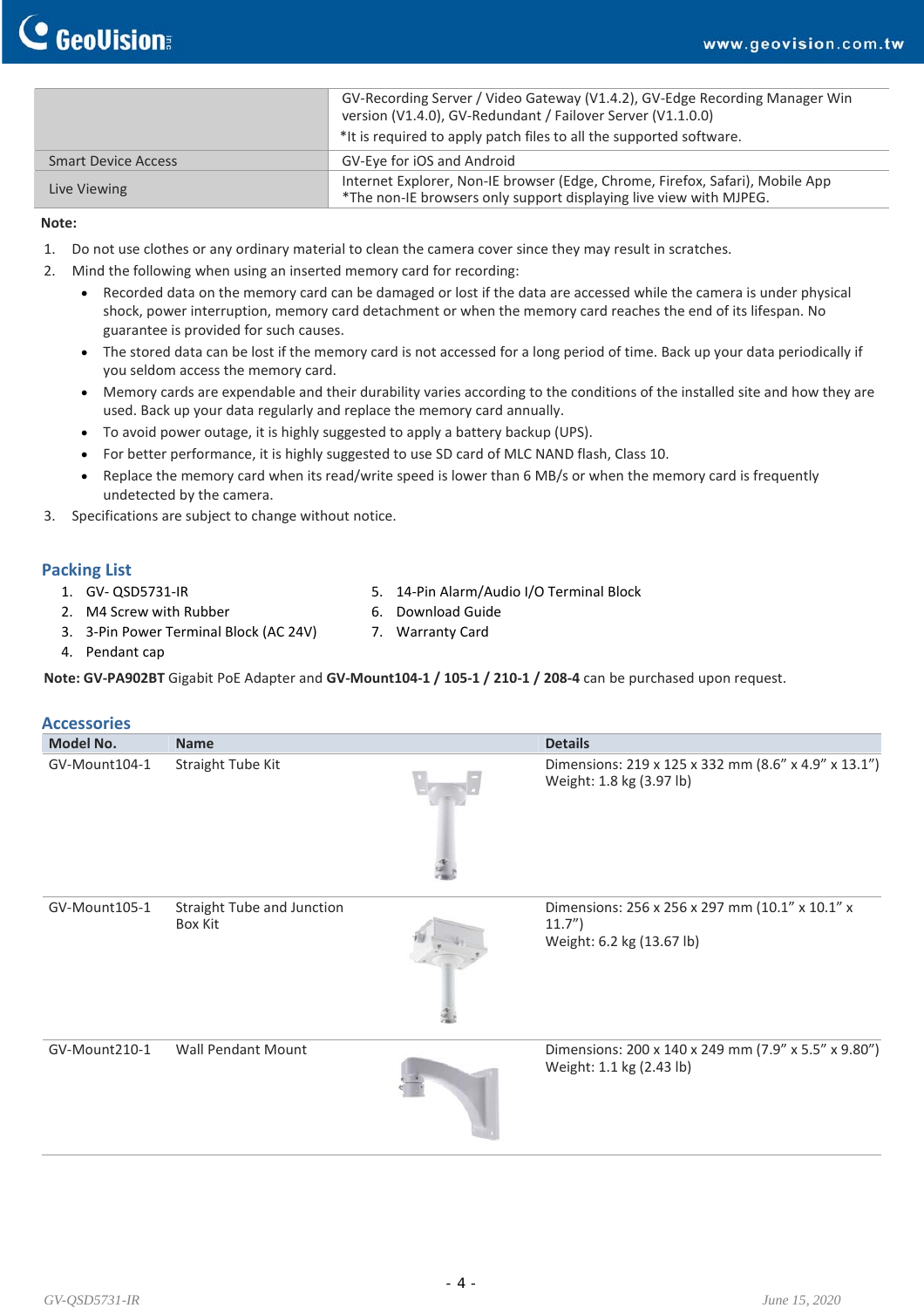| | |
|---|---|
| | GV-Recording Server / Video Gateway (V1.4.2), GV-Edge Recording Manager Win version (V1.4.0), GV-Redundant / Failover Server (V1.1.0.0)<br>*It is required to apply patch files to all the supported software. |
| Smart Device Access | GV-Eye for iOS and Android |
| Live Viewing | Internet Explorer, Non-IE browser (Edge, Chrome, Firefox, Safari), Mobile App<br>*The non-IE browsers only support displaying live view with MJPEG. |

**Note:**

1. Do not use clothes or any ordinary material to clean the camera cover since they may result in scratches.
2. Mind the following when using an inserted memory card for recording:
   - Recorded data on the memory card can be damaged or lost if the data are accessed while the camera is under physical shock, power interruption, memory card detachment or when the memory card reaches the end of its lifespan. No guarantee is provided for such causes.
   - The stored data can be lost if the memory card is not accessed for a long period of time. Back up your data periodically if you seldom access the memory card.
   - Memory cards are expendable and their durability varies according to the conditions of the installed site and how they are used. Back up your data regularly and replace the memory card annually.
   - To avoid power outage, it is highly suggested to apply a battery backup (UPS).
   - For better performance, it is highly suggested to use SD card of MLC NAND flash, Class 10.
   - Replace the memory card when its read/write speed is lower than 6 MB/s or when the memory card is frequently undetected by the camera.
3. Specifications are subject to change without notice.

## Packing List

1. GV- QSD5731-IR
2. M4 Screw with Rubber
3. 3-Pin Power Terminal Block (AC 24V)
4. Pendant cap
5. 14-Pin Alarm/Audio I/O Terminal Block
6. Download Guide
7. Warranty Card

**Note: GV-PA902BT** Gigabit PoE Adapter and **GV-Mount104-1 / 105-1 / 210-1 / 208-4** can be purchased upon request.

## Accessories

| Model No. | Name | Details |
|---|---|---|
| GV-Mount104-1 | Straight Tube Kit | Dimensions: 219 x 125 x 332 mm (8.6" x 4.9" x 13.1")<br>Weight: 1.8 kg (3.97 lb) |
| GV-Mount105-1 | Straight Tube and Junction Box Kit | Dimensions: 256 x 256 x 297 mm (10.1" x 10.1" x 11.7")<br>Weight: 6.2 kg (13.67 lb) |
| GV-Mount210-1 | Wall Pendant Mount | Dimensions: 200 x 140 x 249 mm (7.9" x 5.5" x 9.80")<br>Weight: 1.1 kg (2.43 lb) |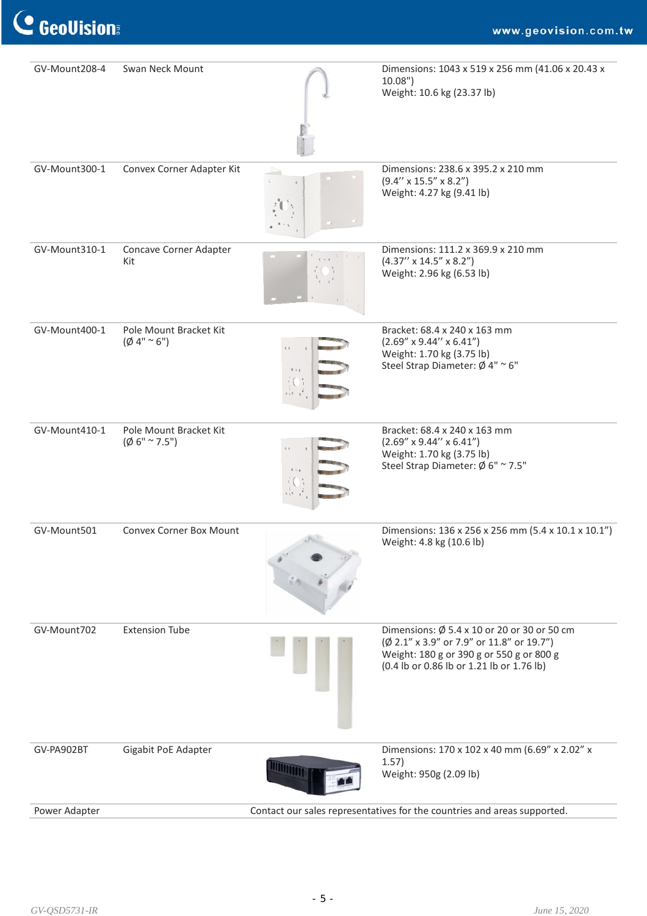| | | | |
|---|---|---|---|
| GV-Mount208-4 | Swan Neck Mount | | Dimensions: 1043 x 519 x 256 mm (41.06 x 20.43 x 10.08")<br>Weight: 10.6 kg (23.37 lb) |
| GV-Mount300-1 | Convex Corner Adapter Kit | | Dimensions: 238.6 x 395.2 x 210 mm<br>(9.4" x 15.5" x 8.2")<br>Weight: 4.27 kg (9.41 lb) |
| GV-Mount310-1 | Concave Corner Adapter Kit | | Dimensions: 111.2 x 369.9 x 210 mm<br>(4.37" x 14.5" x 8.2")<br>Weight: 2.96 kg (6.53 lb) |
| GV-Mount400-1 | Pole Mount Bracket Kit<br>(Ø 4" ~ 6") | | Bracket: 68.4 x 240 x 163 mm<br>(2.69" x 9.44" x 6.41")<br>Weight: 1.70 kg (3.75 lb)<br>Steel Strap Diameter: Ø 4" ~ 6" |
| GV-Mount410-1 | Pole Mount Bracket Kit<br>(Ø 6" ~ 7.5") | | Bracket: 68.4 x 240 x 163 mm<br>(2.69" x 9.44" x 6.41")<br>Weight: 1.70 kg (3.75 lb)<br>Steel Strap Diameter: Ø 6" ~ 7.5" |
| GV-Mount501 | Convex Corner Box Mount | | Dimensions: 136 x 256 x 256 mm (5.4 x 10.1 x 10.1")<br>Weight: 4.8 kg (10.6 lb) |
| GV-Mount702 | Extension Tube | | Dimensions: Ø 5.4 x 10 or 20 or 30 or 50 cm<br>(Ø 2.1" x 3.9" or 7.9" or 11.8" or 19.7")<br>Weight: 180 g or 390 g or 550 g or 800 g<br>(0.4 lb or 0.86 lb or 1.21 lb or 1.76 lb) |
| GV-PA902BT | Gigabit PoE Adapter | | Dimensions: 170 x 102 x 40 mm (6.69" x 2.02" x 1.57)<br>Weight: 950g (2.09 lb) |
| Power Adapter | | Contact our sales representatives for the countries and areas supported. | |